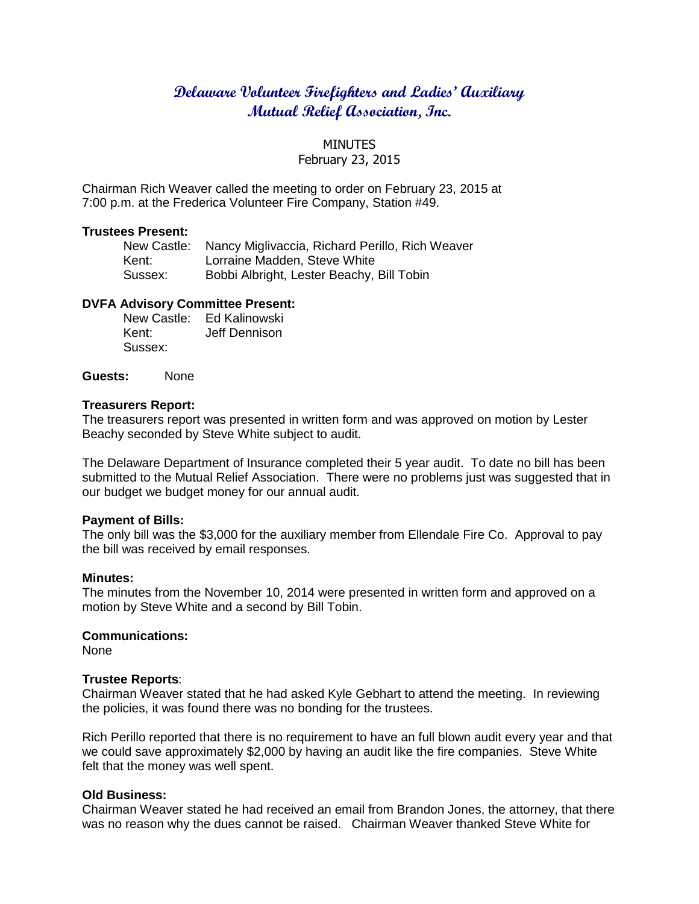# Delaware Volunteer Firefighters and Ladies' Auxiliary Mutual Relief Association, Inc.

MINUTES
February 23, 2015

Chairman Rich Weaver called the meeting to order on February 23, 2015 at 7:00 p.m. at the Frederica Volunteer Fire Company, Station #49.

**Trustees Present:**

New Castle: Nancy Miglivaccia, Richard Perillo, Rich Weaver
Kent: Lorraine Madden, Steve White
Sussex: Bobbi Albright, Lester Beachy, Bill Tobin

**DVFA Advisory Committee Present:**

New Castle: Ed Kalinowski
Kent: Jeff Dennison
Sussex:

**Guests:** None

**Treasurers Report:**
The treasurers report was presented in written form and was approved on motion by Lester Beachy seconded by Steve White subject to audit.

The Delaware Department of Insurance completed their 5 year audit. To date no bill has been submitted to the Mutual Relief Association. There were no problems just was suggested that in our budget we budget money for our annual audit.

**Payment of Bills:**
The only bill was the $3,000 for the auxiliary member from Ellendale Fire Co. Approval to pay the bill was received by email responses.

**Minutes:**
The minutes from the November 10, 2014 were presented in written form and approved on a motion by Steve White and a second by Bill Tobin.

**Communications:**
None

**Trustee Reports**:
Chairman Weaver stated that he had asked Kyle Gebhart to attend the meeting. In reviewing the policies, it was found there was no bonding for the trustees.

Rich Perillo reported that there is no requirement to have an full blown audit every year and that we could save approximately $2,000 by having an audit like the fire companies. Steve White felt that the money was well spent.

**Old Business:**
Chairman Weaver stated he had received an email from Brandon Jones, the attorney, that there was no reason why the dues cannot be raised. Chairman Weaver thanked Steve White for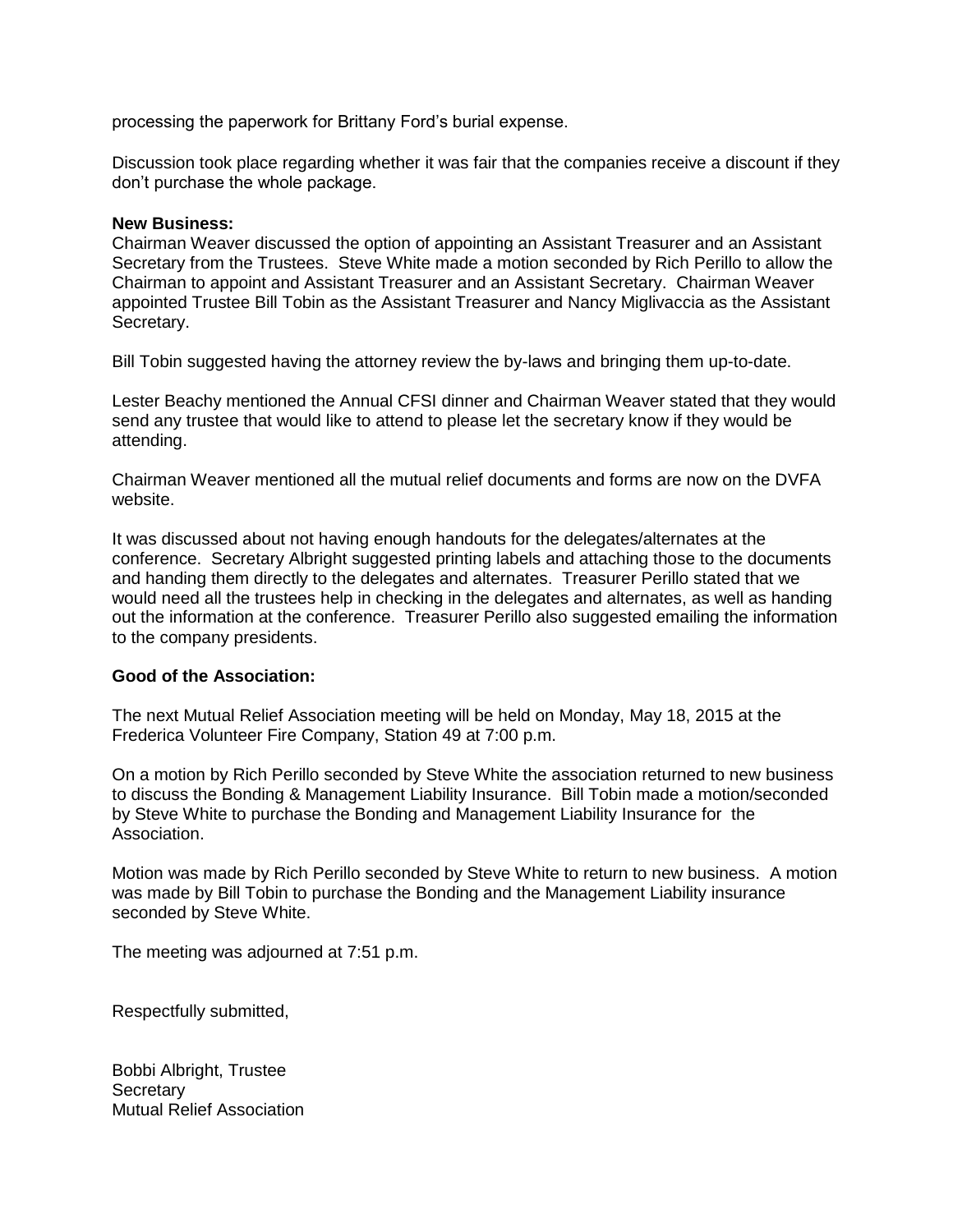processing the paperwork for Brittany Ford's burial expense.

Discussion took place regarding whether it was fair that the companies receive a discount if they don't purchase the whole package.

**New Business:**

Chairman Weaver discussed the option of appointing an Assistant Treasurer and an Assistant Secretary from the Trustees. Steve White made a motion seconded by Rich Perillo to allow the Chairman to appoint and Assistant Treasurer and an Assistant Secretary. Chairman Weaver appointed Trustee Bill Tobin as the Assistant Treasurer and Nancy Miglivaccia as the Assistant Secretary.

Bill Tobin suggested having the attorney review the by-laws and bringing them up-to-date.

Lester Beachy mentioned the Annual CFSI dinner and Chairman Weaver stated that they would send any trustee that would like to attend to please let the secretary know if they would be attending.

Chairman Weaver mentioned all the mutual relief documents and forms are now on the DVFA website.

It was discussed about not having enough handouts for the delegates/alternates at the conference. Secretary Albright suggested printing labels and attaching those to the documents and handing them directly to the delegates and alternates. Treasurer Perillo stated that we would need all the trustees help in checking in the delegates and alternates, as well as handing out the information at the conference. Treasurer Perillo also suggested emailing the information to the company presidents.

**Good of the Association:**

The next Mutual Relief Association meeting will be held on Monday, May 18, 2015 at the Frederica Volunteer Fire Company, Station 49 at 7:00 p.m.

On a motion by Rich Perillo seconded by Steve White the association returned to new business to discuss the Bonding & Management Liability Insurance. Bill Tobin made a motion/seconded by Steve White to purchase the Bonding and Management Liability Insurance for the Association.

Motion was made by Rich Perillo seconded by Steve White to return to new business. A motion was made by Bill Tobin to purchase the Bonding and the Management Liability insurance seconded by Steve White.

The meeting was adjourned at 7:51 p.m.

Respectfully submitted,

Bobbi Albright, Trustee
Secretary
Mutual Relief Association